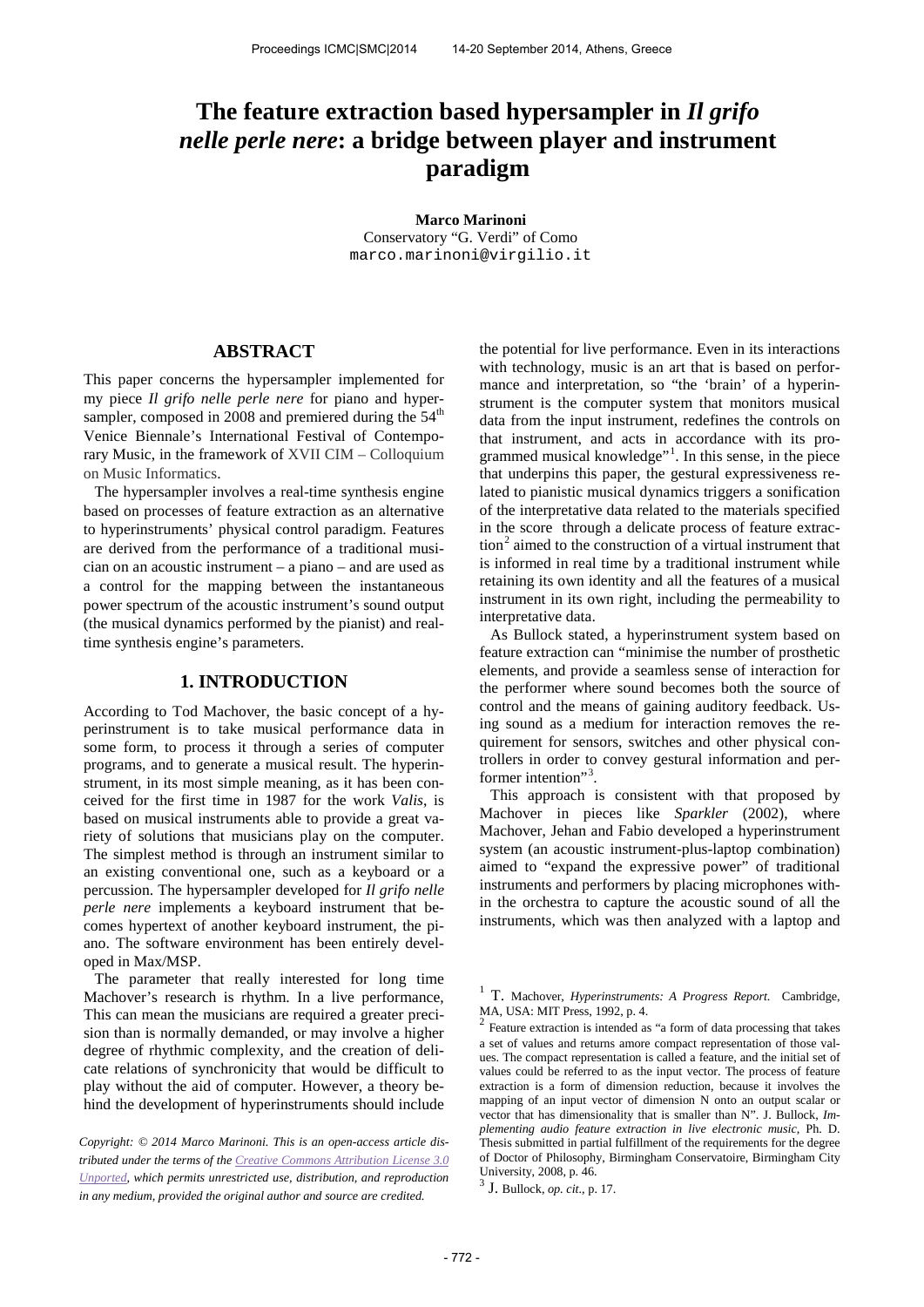# The feature extraction based hypersampler in *Il grifo nelle perle nere*: a bridge between player and instrument paradigm

**Marco Marinoni**
Conservatory "G. Verdi" of Como
marco.marinoni@virgilio.it

## ABSTRACT

This paper concerns the hypersampler implemented for my piece *Il grifo nelle perle nere* for piano and hypersampler, composed in 2008 and premiered during the 54th Venice Biennale's International Festival of Contemporary Music, in the framework of XVII CIM – Colloquium on Music Informatics.

The hypersampler involves a real-time synthesis engine based on processes of feature extraction as an alternative to hyperinstruments' physical control paradigm. Features are derived from the performance of a traditional musician on an acoustic instrument – a piano – and are used as a control for the mapping between the instantaneous power spectrum of the acoustic instrument's sound output (the musical dynamics performed by the pianist) and real-time synthesis engine's parameters.

## 1. INTRODUCTION

According to Tod Machover, the basic concept of a hyperinstrument is to take musical performance data in some form, to process it through a series of computer programs, and to generate a musical result. The hyperinstrument, in its most simple meaning, as it has been conceived for the first time in 1987 for the work *Valis*, is based on musical instruments able to provide a great variety of solutions that musicians play on the computer. The simplest method is through an instrument similar to an existing conventional one, such as a keyboard or a percussion. The hypersampler developed for *Il grifo nelle perle nere* implements a keyboard instrument that becomes hypertext of another keyboard instrument, the piano. The software environment has been entirely developed in Max/MSP.

The parameter that really interested for long time Machover's research is rhythm. In a live performance, This can mean the musicians are required a greater precision than is normally demanded, or may involve a higher degree of rhythmic complexity, and the creation of delicate relations of synchronicity that would be difficult to play without the aid of computer. However, a theory behind the development of hyperinstruments should include the potential for live performance. Even in its interactions with technology, music is an art that is based on performance and interpretation, so "the 'brain' of a hyperinstrument is the computer system that monitors musical data from the input instrument, redefines the controls on that instrument, and acts in accordance with its programmed musical knowledge"[1]. In this sense, in the piece that underpins this paper, the gestural expressiveness related to pianistic musical dynamics triggers a sonification of the interpretative data related to the materials specified in the score through a delicate process of feature extraction[2] aimed to the construction of a virtual instrument that is informed in real time by a traditional instrument while retaining its own identity and all the features of a musical instrument in its own right, including the permeability to interpretative data.

As Bullock stated, a hyperinstrument system based on feature extraction can "minimise the number of prosthetic elements, and provide a seamless sense of interaction for the performer where sound becomes both the source of control and the means of gaining auditory feedback. Using sound as a medium for interaction removes the requirement for sensors, switches and other physical controllers in order to convey gestural information and performer intention"[3].

This approach is consistent with that proposed by Machover in pieces like *Sparkler* (2002), where Machover, Jehan and Fabio developed a hyperinstrument system (an acoustic instrument-plus-laptop combination) aimed to "expand the expressive power" of traditional instruments and performers by placing microphones within the orchestra to capture the acoustic sound of all the instruments, which was then analyzed with a laptop and

---

[1] T. Machover, *Hyperinstruments: A Progress Report.* Cambridge, MA, USA: MIT Press, 1992, p. 4.

[2] Feature extraction is intended as "a form of data processing that takes a set of values and returns amore compact representation of those values. The compact representation is called a feature, and the initial set of values could be referred to as the input vector. The process of feature extraction is a form of dimension reduction, because it involves the mapping of an input vector of dimension N onto an output scalar or vector that has dimensionality that is smaller than N". J. Bullock, *Implementing audio feature extraction in live electronic music*, Ph. D. Thesis submitted in partial fulfillment of the requirements for the degree of Doctor of Philosophy, Birmingham Conservatoire, Birmingham City University, 2008, p. 46.

[3] J. Bullock, *op. cit.*, p. 17.

*Copyright: © 2014 Marco Marinoni. This is an open-access article distributed under the terms of the Creative Commons Attribution License 3.0 Unported, which permits unrestricted use, distribution, and reproduction in any medium, provided the original author and source are credited.*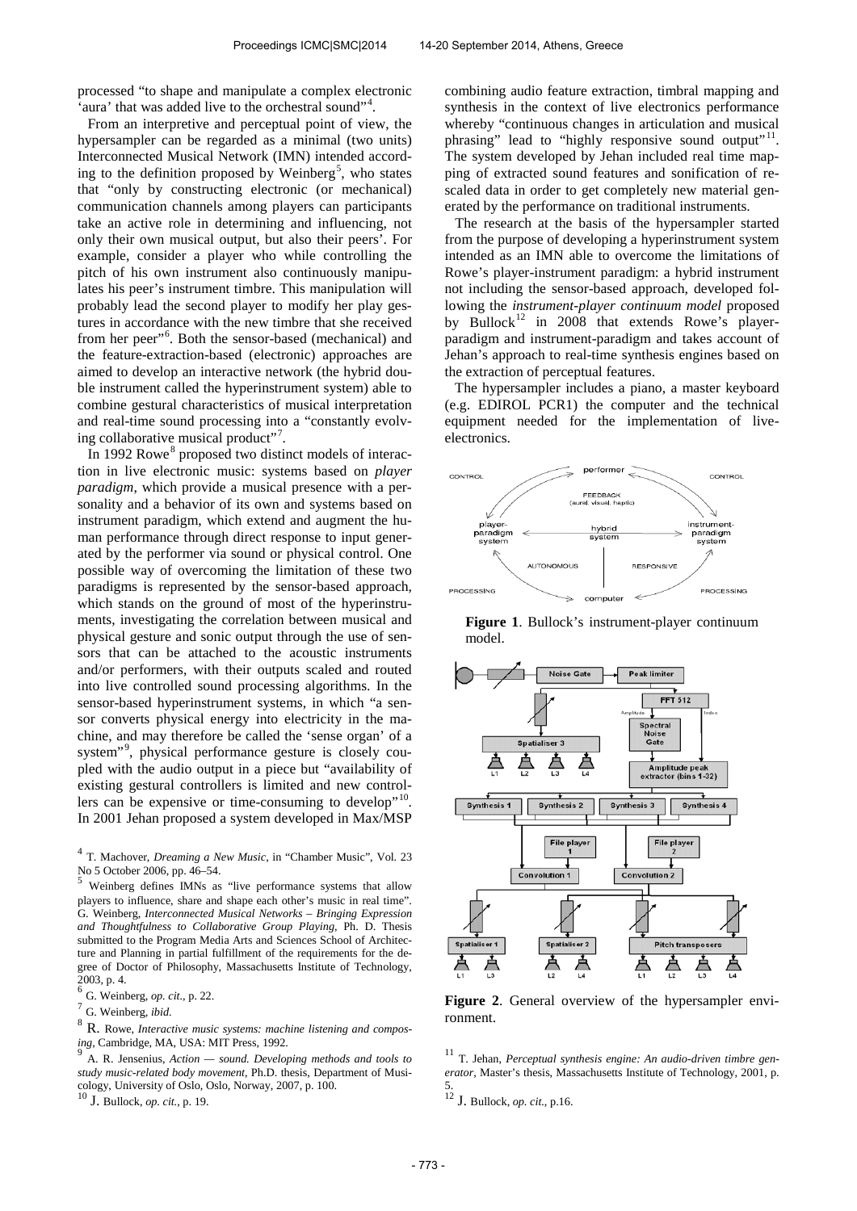processed "to shape and manipulate a complex electronic 'aura' that was added live to the orchestral sound"[4].

From an interpretive and perceptual point of view, the hypersampler can be regarded as a minimal (two units) Interconnected Musical Network (IMN) intended according to the definition proposed by Weinberg[5], who states that "only by constructing electronic (or mechanical) communication channels among players can participants take an active role in determining and influencing, not only their own musical output, but also their peers'. For example, consider a player who while controlling the pitch of his own instrument also continuously manipulates his peer's instrument timbre. This manipulation will probably lead the second player to modify her play gestures in accordance with the new timbre that she received from her peer"[6]. Both the sensor-based (mechanical) and the feature-extraction-based (electronic) approaches are aimed to develop an interactive network (the hybrid double instrument called the hyperinstrument system) able to combine gestural characteristics of musical interpretation and real-time sound processing into a "constantly evolving collaborative musical product"[7].

In 1992 Rowe[8] proposed two distinct models of interaction in live electronic music: systems based on *player paradigm*, which provide a musical presence with a personality and a behavior of its own and systems based on instrument paradigm, which extend and augment the human performance through direct response to input generated by the performer via sound or physical control. One possible way of overcoming the limitation of these two paradigms is represented by the sensor-based approach, which stands on the ground of most of the hyperinstruments, investigating the correlation between musical and physical gesture and sonic output through the use of sensors that can be attached to the acoustic instruments and/or performers, with their outputs scaled and routed into live controlled sound processing algorithms. In the sensor-based hyperinstrument systems, in which "a sensor converts physical energy into electricity in the machine, and may therefore be called the 'sense organ' of a system"[9], physical performance gesture is closely coupled with the audio output in a piece but "availability of existing gestural controllers is limited and new controllers can be expensive or time-consuming to develop"[10]. In 2001 Jehan proposed a system developed in Max/MSP combining audio feature extraction, timbral mapping and synthesis in the context of live electronics performance whereby "continuous changes in articulation and musical phrasing" lead to "highly responsive sound output"[11]. The system developed by Jehan included real time mapping of extracted sound features and sonification of rescaled data in order to get completely new material generated by the performance on traditional instruments.

The research at the basis of the hypersampler started from the purpose of developing a hyperinstrument system intended as an IMN able to overcome the limitations of Rowe's player-instrument paradigm: a hybrid instrument not including the sensor-based approach, developed following the *instrument-player continuum model* proposed by Bullock[12] in 2008 that extends Rowe's player-paradigm and instrument-paradigm and takes account of Jehan's approach to real-time synthesis engines based on the extraction of perceptual features.

The hypersampler includes a piano, a master keyboard (e.g. EDIROL PCR1) the computer and the technical equipment needed for the implementation of live-electronics.

**Figure 1**. Bullock's instrument-player continuum model.

**Figure 2**. General overview of the hypersampler environment.

---

[4] T. Machover, *Dreaming a New Music*, in "Chamber Music", Vol. 23 No 5 October 2006, pp. 46–54.

[5] Weinberg defines IMNs as "live performance systems that allow players to influence, share and shape each other's music in real time". G. Weinberg, *Interconnected Musical Networks – Bringing Expression and Thoughtfulness to Collaborative Group Playing*, Ph. D. Thesis submitted to the Program Media Arts and Sciences School of Architecture and Planning in partial fulfillment of the requirements for the degree of Doctor of Philosophy, Massachusetts Institute of Technology, 2003, p. 4.

[6] G. Weinberg, *op. cit*., p. 22.

[7] G. Weinberg, *ibid.*

[8] R. Rowe, *Interactive music systems: machine listening and composing*, Cambridge, MA, USA: MIT Press, 1992.

[9] A. R. Jensenius, *Action — sound. Developing methods and tools to study music-related body movement*, Ph.D. thesis, Department of Musicology, University of Oslo, Oslo, Norway, 2007, p. 100.

[10] J. Bullock, *op. cit.*, p. 19.

[11] T. Jehan, *Perceptual synthesis engine: An audio-driven timbre generator*, Master's thesis, Massachusetts Institute of Technology, 2001, p. 5.

[12] J. Bullock, *op. cit.*, p.16.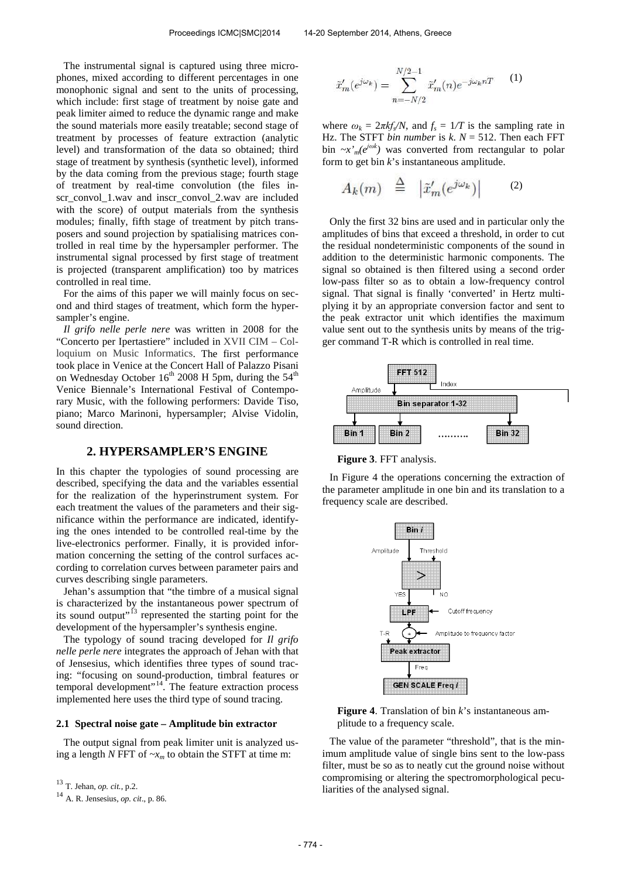The instrumental signal is captured using three microphones, mixed according to different percentages in one monophonic signal and sent to the units of processing, which include: first stage of treatment by noise gate and peak limiter aimed to reduce the dynamic range and make the sound materials more easily treatable; second stage of treatment by processes of feature extraction (analytic level) and transformation of the data so obtained; third stage of treatment by synthesis (synthetic level), informed by the data coming from the previous stage; fourth stage of treatment by real-time convolution (the files inscr_convol_1.wav and inscr_convol_2.wav are included with the score) of output materials from the synthesis modules; finally, fifth stage of treatment by pitch transposers and sound projection by spatialising matrices controlled in real time by the hypersampler performer. The instrumental signal processed by first stage of treatment is projected (transparent amplification) too by matrices controlled in real time.

For the aims of this paper we will mainly focus on second and third stages of treatment, which form the hypersampler's engine.

*Il grifo nelle perle nere* was written in 2008 for the "Concerto per Ipertastiere" included in XVII CIM – Colloquium on Music Informatics. The first performance took place in Venice at the Concert Hall of Palazzo Pisani on Wednesday October 16th 2008 H 5pm, during the 54th Venice Biennale's International Festival of Contemporary Music, with the following performers: Davide Tiso, piano; Marco Marinoni, hypersampler; Alvise Vidolin, sound direction.

## 2. HYPERSAMPLER'S ENGINE

In this chapter the typologies of sound processing are described, specifying the data and the variables essential for the realization of the hyperinstrument system. For each treatment the values of the parameters and their significance within the performance are indicated, identifying the ones intended to be controlled real-time by the live-electronics performer. Finally, it is provided information concerning the setting of the control surfaces according to correlation curves between parameter pairs and curves describing single parameters.

Jehan's assumption that "the timbre of a musical signal is characterized by the instantaneous power spectrum of its sound output"[13] represented the starting point for the development of the hypersampler's synthesis engine.

The typology of sound tracing developed for *Il grifo nelle perle nere* integrates the approach of Jehan with that of Jensesius, which identifies three types of sound tracing: "focusing on sound-production, timbral features or temporal development"[14]. The feature extraction process implemented here uses the third type of sound tracing.

### 2.1 Spectral noise gate – Amplitude bin extractor

The output signal from peak limiter unit is analyzed using a length *N* FFT of $\sim x_m$ to obtain the STFT at time m:

$$\tilde{x}'_m(e^{j\omega_k}) = \sum_{n=-N/2}^{N/2-1} \tilde{x}'_m(n)e^{-j\omega_k nT} \qquad (1)$$

where $\omega_k = 2\pi k f_s / N$, and $f_s = 1/T$ is the sampling rate in Hz. The STFT *bin number* is $k$. $N = 512$. Then each FFT bin $\sim x'_m(e^{j\omega k})$ was converted from rectangular to polar form to get bin *k*'s instantaneous amplitude.

$$A_k(m) \;\triangleq\; \left|\tilde{x}'_m(e^{j\omega_k})\right| \qquad (2)$$

Only the first 32 bins are used and in particular only the amplitudes of bins that exceed a threshold, in order to cut the residual nondeterministic components of the sound in addition to the deterministic harmonic components. The signal so obtained is then filtered using a second order low-pass filter so as to obtain a low-frequency control signal. That signal is finally 'converted' in Hertz multiplying it by an appropriate conversion factor and sent to the peak extractor unit which identifies the maximum value sent out to the synthesis units by means of the trigger command T-R which is controlled in real time.

**Figure 3**. FFT analysis.

In Figure 4 the operations concerning the extraction of the parameter amplitude in one bin and its translation to a frequency scale are described.

**Figure 4**. Translation of bin *k*'s instantaneous amplitude to a frequency scale.

The value of the parameter "threshold", that is the minimum amplitude value of single bins sent to the low-pass filter, must be so as to neatly cut the ground noise without compromising or altering the spectromorphological peculiarities of the analysed signal.

[13] T. Jehan, *op. cit.*, p.2.

[14] A. R. Jensesius, *op. cit*., p. 86.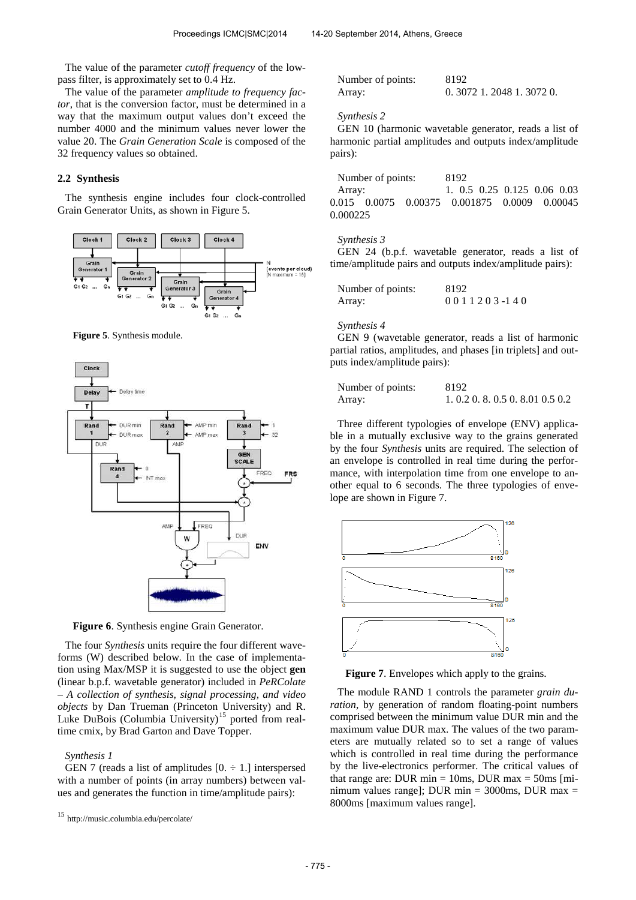The value of the parameter *cutoff frequency* of the low-pass filter, is approximately set to 0.4 Hz.

The value of the parameter *amplitude to frequency factor*, that is the conversion factor, must be determined in a way that the maximum output values don't exceed the number 4000 and the minimum values never lower the value 20. The *Grain Generation Scale* is composed of the 32 frequency values so obtained.

### 2.2 Synthesis

The synthesis engine includes four clock-controlled Grain Generator Units, as shown in Figure 5.

**Figure 5**. Synthesis module.

**Figure 6**. Synthesis engine Grain Generator.

The four *Synthesis* units require the four different waveforms (W) described below. In the case of implementation using Max/MSP it is suggested to use the object **gen** (linear b.p.f. wavetable generator) included in *PeRColate – A collection of synthesis, signal processing, and video objects* by Dan Trueman (Princeton University) and R. Luke DuBois (Columbia University)[15] ported from real-time cmix, by Brad Garton and Dave Topper.

*Synthesis 1*

GEN 7 (reads a list of amplitudes [0. ÷ 1.] interspersed with a number of points (in array numbers) between values and generates the function in time/amplitude pairs):

Number of points: 8192
Array: 0. 3072 1. 2048 1. 3072 0.

*Synthesis 2*

GEN 10 (harmonic wavetable generator, reads a list of harmonic partial amplitudes and outputs index/amplitude pairs):

Number of points: 8192
Array: 1. 0.5 0.25 0.125 0.06 0.03 0.015 0.0075 0.00375 0.001875 0.0009 0.00045 0.000225

*Synthesis 3*

GEN 24 (b.p.f. wavetable generator, reads a list of time/amplitude pairs and outputs index/amplitude pairs):

Number of points: 8192
Array: 0 0 1 1 2 0 3 -1 4 0

*Synthesis 4*

GEN 9 (wavetable generator, reads a list of harmonic partial ratios, amplitudes, and phases [in triplets] and outputs index/amplitude pairs):

Number of points: 8192
Array: 1. 0.2 0. 8. 0.5 0. 8.01 0.5 0.2

Three different typologies of envelope (ENV) applicable in a mutually exclusive way to the grains generated by the four *Synthesis* units are required. The selection of an envelope is controlled in real time during the performance, with interpolation time from one envelope to another equal to 6 seconds. The three typologies of envelope are shown in Figure 7.

**Figure 7**. Envelopes which apply to the grains.

The module RAND 1 controls the parameter *grain duration*, by generation of random floating-point numbers comprised between the minimum value DUR min and the maximum value DUR max. The values of the two parameters are mutually related so to set a range of values which is controlled in real time during the performance by the live-electronics performer. The critical values of that range are: DUR min = 10ms, DUR max = 50ms [minimum values range]; DUR min = 3000ms, DUR max = 8000ms [maximum values range].

[15] http://music.columbia.edu/percolate/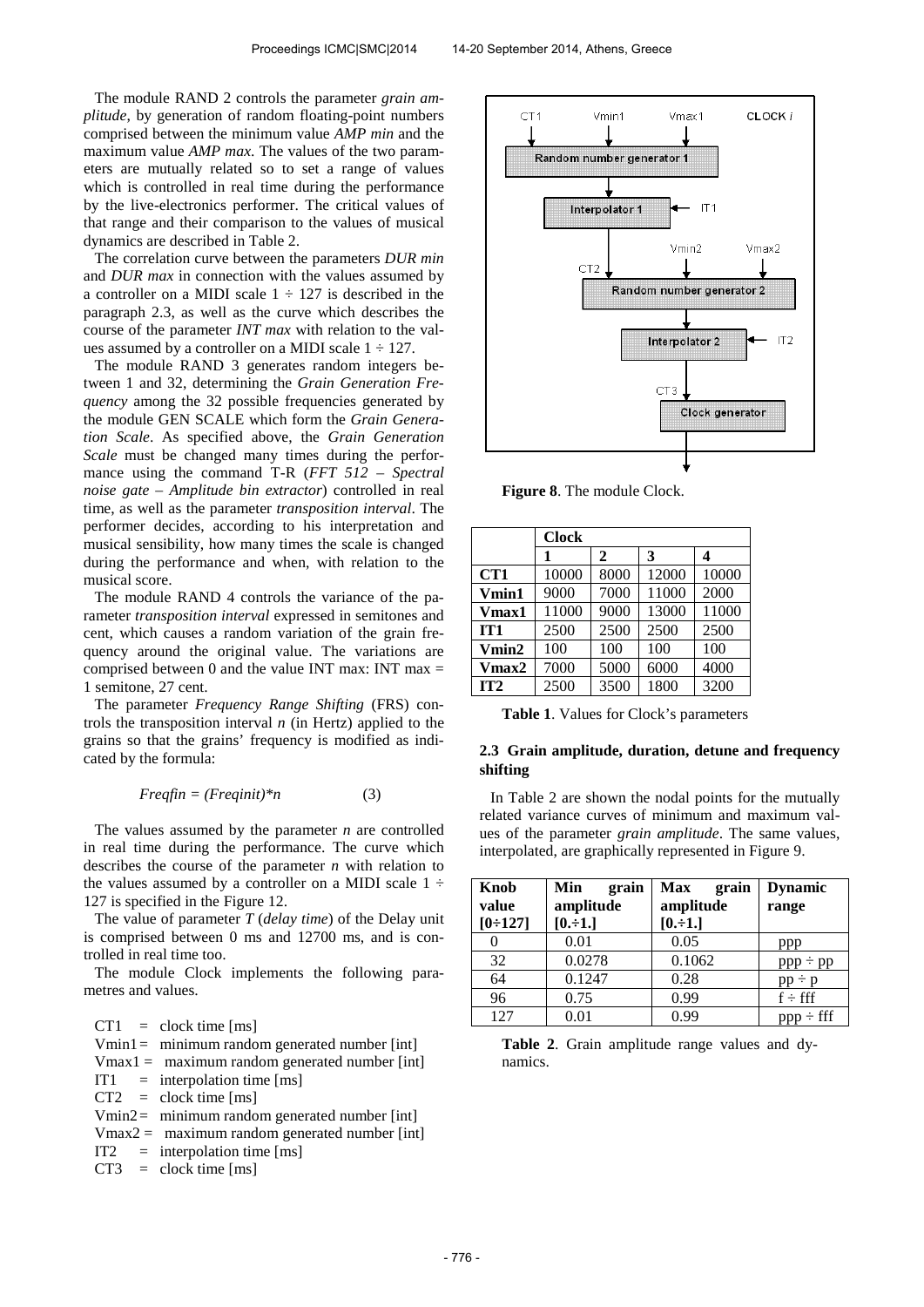The module RAND 2 controls the parameter *grain amplitude*, by generation of random floating-point numbers comprised between the minimum value *AMP min* and the maximum value *AMP max*. The values of the two parameters are mutually related so to set a range of values which is controlled in real time during the performance by the live-electronics performer. The critical values of that range and their comparison to the values of musical dynamics are described in Table 2.

The correlation curve between the parameters *DUR min* and *DUR max* in connection with the values assumed by a controller on a MIDI scale 1 ÷ 127 is described in the paragraph 2.3, as well as the curve which describes the course of the parameter *INT max* with relation to the values assumed by a controller on a MIDI scale 1 ÷ 127.

The module RAND 3 generates random integers between 1 and 32, determining the *Grain Generation Frequency* among the 32 possible frequencies generated by the module GEN SCALE which form the *Grain Generation Scale*. As specified above, the *Grain Generation Scale* must be changed many times during the performance using the command T-R (*FFT 512 – Spectral noise gate – Amplitude bin extractor*) controlled in real time, as well as the parameter *transposition interval*. The performer decides, according to his interpretation and musical sensibility, how many times the scale is changed during the performance and when, with relation to the musical score.

The module RAND 4 controls the variance of the parameter *transposition interval* expressed in semitones and cent, which causes a random variation of the grain frequency around the original value. The variations are comprised between 0 and the value INT max: INT max = 1 semitone, 27 cent.

The parameter *Frequency Range Shifting* (FRS) controls the transposition interval *n* (in Hertz) applied to the grains so that the grains' frequency is modified as indicated by the formula:

$$Freqfin = (Freqinit)*n \qquad (3)$$

The values assumed by the parameter *n* are controlled in real time during the performance. The curve which describes the course of the parameter *n* with relation to the values assumed by a controller on a MIDI scale 1 ÷ 127 is specified in the Figure 12.

The value of parameter *T* (*delay time*) of the Delay unit is comprised between 0 ms and 12700 ms, and is controlled in real time too.

The module Clock implements the following parametres and values.

CT1 = clock time [ms]
Vmin1 = minimum random generated number [int]
Vmax1 = maximum random generated number [int]
IT1 = interpolation time [ms]
CT2 = clock time [ms]
Vmin2 = minimum random generated number [int]
Vmax2 = maximum random generated number [int]
IT2 = interpolation time [ms]
CT3 = clock time [ms]

**Figure 8**. The module Clock.

| | Clock | | | |
|---|---|---|---|---|
| | **1** | **2** | **3** | **4** |
| **CT1** | 10000 | 8000 | 12000 | 10000 |
| **Vmin1** | 9000 | 7000 | 11000 | 2000 |
| **Vmax1** | 11000 | 9000 | 13000 | 11000 |
| **IT1** | 2500 | 2500 | 2500 | 2500 |
| **Vmin2** | 100 | 100 | 100 | 100 |
| **Vmax2** | 7000 | 5000 | 6000 | 4000 |
| **IT2** | 2500 | 3500 | 1800 | 3200 |

**Table 1**. Values for Clock's parameters

### 2.3 Grain amplitude, duration, detune and frequency shifting

In Table 2 are shown the nodal points for the mutually related variance curves of minimum and maximum values of the parameter *grain amplitude*. The same values, interpolated, are graphically represented in Figure 9.

| Knob value [0÷127] | Min grain amplitude [0.÷1.] | Max grain amplitude [0.÷1.] | Dynamic range |
|---|---|---|---|
| 0 | 0.01 | 0.05 | ppp |
| 32 | 0.0278 | 0.1062 | ppp ÷ pp |
| 64 | 0.1247 | 0.28 | pp ÷ p |
| 96 | 0.75 | 0.99 | f ÷ fff |
| 127 | 0.01 | 0.99 | ppp ÷ fff |

**Table 2**. Grain amplitude range values and dynamics.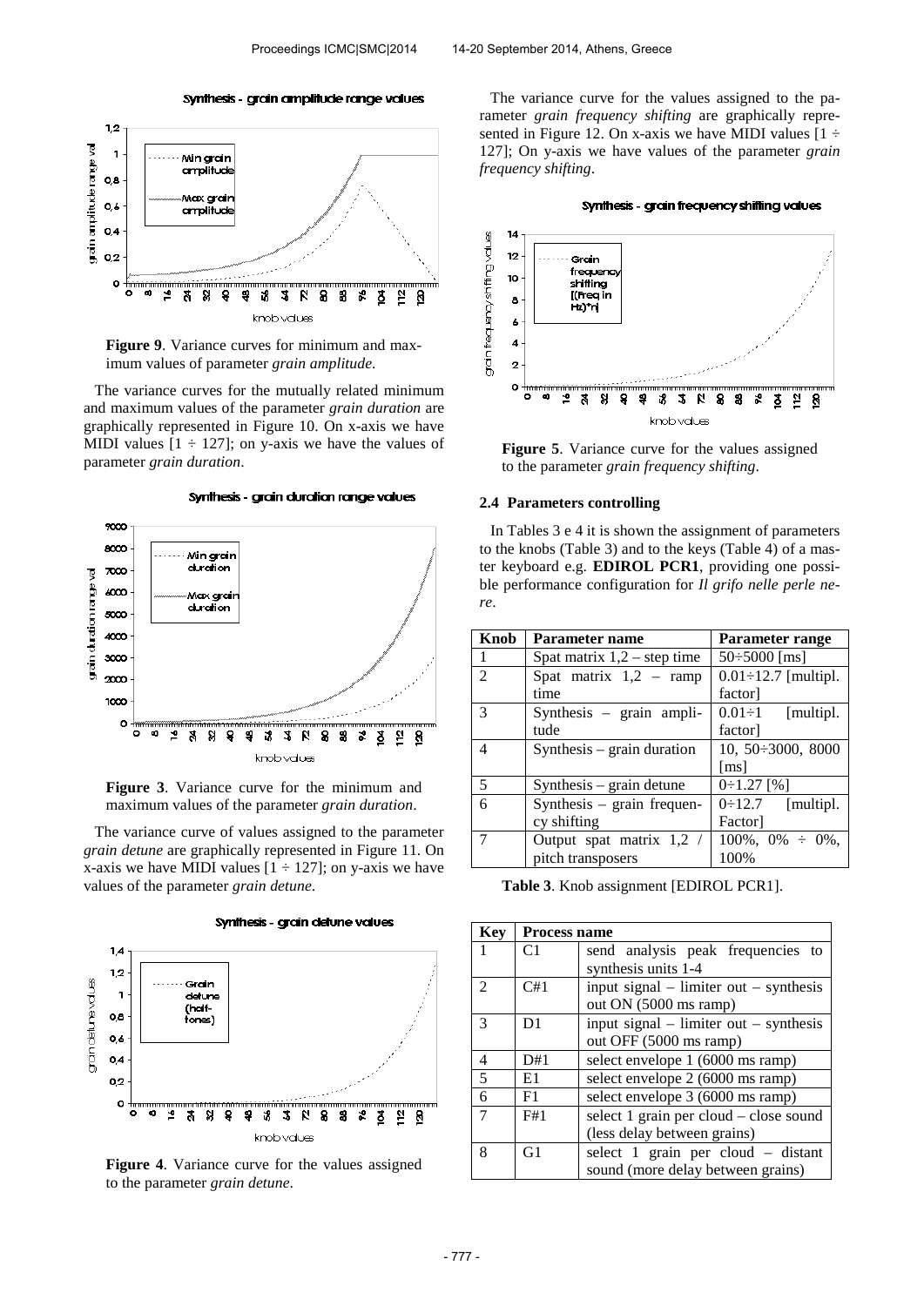**Figure 9**. Variance curves for minimum and maximum values of parameter *grain amplitude*.

The variance curves for the mutually related minimum and maximum values of the parameter *grain duration* are graphically represented in Figure 10. On x-axis we have MIDI values [1 ÷ 127]; on y-axis we have the values of parameter *grain duration*.

**Figure 3**. Variance curve for the minimum and maximum values of the parameter *grain duration*.

The variance curve of values assigned to the parameter *grain detune* are graphically represented in Figure 11. On x-axis we have MIDI values [1 ÷ 127]; on y-axis we have values of the parameter *grain detune*.

**Figure 4**. Variance curve for the values assigned to the parameter *grain detune*.

The variance curve for the values assigned to the parameter *grain frequency shifting* are graphically represented in Figure 12. On x-axis we have MIDI values [1 ÷ 127]; On y-axis we have values of the parameter *grain frequency shifting*.

**Figure 5**. Variance curve for the values assigned to the parameter *grain frequency shifting*.

### 2.4 Parameters controlling

In Tables 3 e 4 it is shown the assignment of parameters to the knobs (Table 3) and to the keys (Table 4) of a master keyboard e.g. **EDIROL PCR1**, providing one possible performance configuration for *Il grifo nelle perle nere*.

| Knob | Parameter name | Parameter range |
|---|---|---|
| 1 | Spat matrix 1,2 – step time | 50÷5000 [ms] |
| 2 | Spat matrix 1,2 – ramp time | 0.01÷12.7 [multipl. factor] |
| 3 | Synthesis – grain amplitude | 0.01÷1 [multipl. factor] |
| 4 | Synthesis – grain duration | 10, 50÷3000, 8000 [ms] |
| 5 | Synthesis – grain detune | 0÷1.27 [%] |
| 6 | Synthesis – grain frequency shifting | 0÷12.7 [multipl. Factor] |
| 7 | Output spat matrix 1,2 / pitch transposers | 100%, 0% ÷ 0%, 100% |

**Table 3**. Knob assignment [EDIROL PCR1].

| Key | Process name | |
|---|---|---|
| 1 | C1 | send analysis peak frequencies to synthesis units 1-4 |
| 2 | C#1 | input signal – limiter out – synthesis out ON (5000 ms ramp) |
| 3 | D1 | input signal – limiter out – synthesis out OFF (5000 ms ramp) |
| 4 | D#1 | select envelope 1 (6000 ms ramp) |
| 5 | E1 | select envelope 2 (6000 ms ramp) |
| 6 | F1 | select envelope 3 (6000 ms ramp) |
| 7 | F#1 | select 1 grain per cloud – close sound (less delay between grains) |
| 8 | G1 | select 1 grain per cloud – distant sound (more delay between grains) |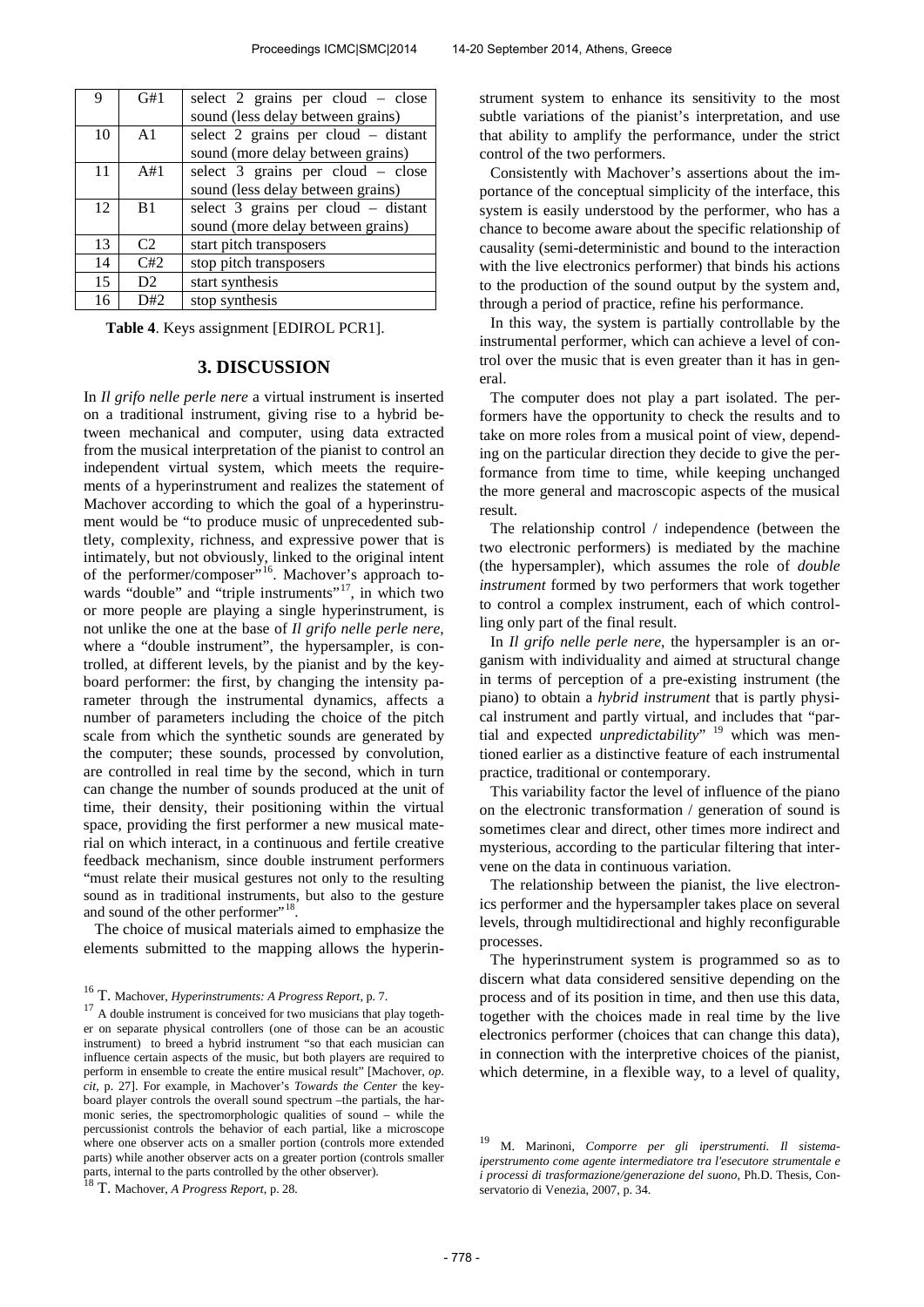| 9 | G#1 | select 2 grains per cloud – close sound (less delay between grains) |
| --- | --- | --- |
| 10 | A1 | select 2 grains per cloud – distant sound (more delay between grains) |
| 11 | A#1 | select 3 grains per cloud – close sound (less delay between grains) |
| 12 | B1 | select 3 grains per cloud – distant sound (more delay between grains) |
| 13 | C2 | start pitch transposers |
| 14 | C#2 | stop pitch transposers |
| 15 | D2 | start synthesis |
| 16 | D#2 | stop synthesis |

**Table 4**. Keys assignment [EDIROL PCR1].

## 3. DISCUSSION

In *Il grifo nelle perle nere* a virtual instrument is inserted on a traditional instrument, giving rise to a hybrid between mechanical and computer, using data extracted from the musical interpretation of the pianist to control an independent virtual system, which meets the requirements of a hyperinstrument and realizes the statement of Machover according to which the goal of a hyperinstrument would be "to produce music of unprecedented subtlety, complexity, richness, and expressive power that is intimately, but not obviously, linked to the original intent of the performer/composer"[16]. Machover's approach towards "double" and "triple instruments"[17], in which two or more people are playing a single hyperinstrument, is not unlike the one at the base of *Il grifo nelle perle nere*, where a "double instrument", the hypersampler, is controlled, at different levels, by the pianist and by the keyboard performer: the first, by changing the intensity parameter through the instrumental dynamics, affects a number of parameters including the choice of the pitch scale from which the synthetic sounds are generated by the computer; these sounds, processed by convolution, are controlled in real time by the second, which in turn can change the number of sounds produced at the unit of time, their density, their positioning within the virtual space, providing the first performer a new musical material on which interact, in a continuous and fertile creative feedback mechanism, since double instrument performers "must relate their musical gestures not only to the resulting sound as in traditional instruments, but also to the gesture and sound of the other performer"[18].

The choice of musical materials aimed to emphasize the elements submitted to the mapping allows the hyperinstrument system to enhance its sensitivity to the most subtle variations of the pianist's interpretation, and use that ability to amplify the performance, under the strict control of the two performers.

Consistently with Machover's assertions about the importance of the conceptual simplicity of the interface, this system is easily understood by the performer, who has a chance to become aware about the specific relationship of causality (semi-deterministic and bound to the interaction with the live electronics performer) that binds his actions to the production of the sound output by the system and, through a period of practice, refine his performance.

In this way, the system is partially controllable by the instrumental performer, which can achieve a level of control over the music that is even greater than it has in general.

The computer does not play a part isolated. The performers have the opportunity to check the results and to take on more roles from a musical point of view, depending on the particular direction they decide to give the performance from time to time, while keeping unchanged the more general and macroscopic aspects of the musical result.

The relationship control / independence (between the two electronic performers) is mediated by the machine (the hypersampler), which assumes the role of *double instrument* formed by two performers that work together to control a complex instrument, each of which controlling only part of the final result.

In *Il grifo nelle perle nere*, the hypersampler is an organism with individuality and aimed at structural change in terms of perception of a pre-existing instrument (the piano) to obtain a *hybrid instrument* that is partly physical instrument and partly virtual, and includes that "partial and expected *unpredictability*" [19] which was mentioned earlier as a distinctive feature of each instrumental practice, traditional or contemporary.

This variability factor the level of influence of the piano on the electronic transformation / generation of sound is sometimes clear and direct, other times more indirect and mysterious, according to the particular filtering that intervene on the data in continuous variation.

The relationship between the pianist, the live electronics performer and the hypersampler takes place on several levels, through multidirectional and highly reconfigurable processes.

The hyperinstrument system is programmed so as to discern what data considered sensitive depending on the process and of its position in time, and then use this data, together with the choices made in real time by the live electronics performer (choices that can change this data), in connection with the interpretive choices of the pianist, which determine, in a flexible way, to a level of quality,

---

[16] T. Machover, *Hyperinstruments: A Progress Report*, p. 7.

[17] A double instrument is conceived for two musicians that play together on separate physical controllers (one of those can be an acoustic instrument) to breed a hybrid instrument "so that each musician can influence certain aspects of the music, but both players are required to perform in ensemble to create the entire musical result" [Machover, *op. cit*, p. 27]. For example, in Machover's *Towards the Center* the keyboard player controls the overall sound spectrum –the partials, the harmonic series, the spectromorphologic qualities of sound – while the percussionist controls the behavior of each partial, like a microscope where one observer acts on a smaller portion (controls more extended parts) while another observer acts on a greater portion (controls smaller parts, internal to the parts controlled by the other observer).

[18] T. Machover, *A Progress Report*, p. 28.

[19] M. Marinoni, *Comporre per gli iperstrumenti. Il sistema-iperstrumento come agente intermediatore tra l'esecutore strumentale e i processi di trasformazione/generazione del suono*, Ph.D. Thesis, Conservatorio di Venezia, 2007, p. 34.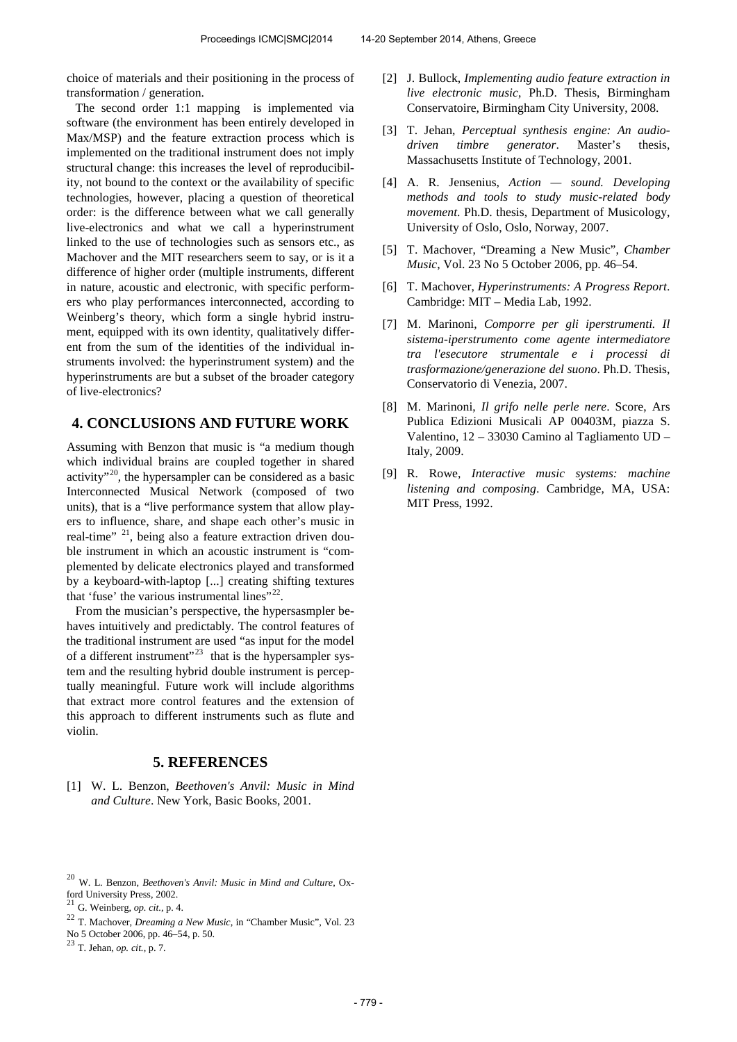choice of materials and their positioning in the process of transformation / generation.

The second order 1:1 mapping is implemented via software (the environment has been entirely developed in Max/MSP) and the feature extraction process which is implemented on the traditional instrument does not imply structural change: this increases the level of reproducibility, not bound to the context or the availability of specific technologies, however, placing a question of theoretical order: is the difference between what we call generally live-electronics and what we call a hyperinstrument linked to the use of technologies such as sensors etc., as Machover and the MIT researchers seem to say, or is it a difference of higher order (multiple instruments, different in nature, acoustic and electronic, with specific performers who play performances interconnected, according to Weinberg's theory, which form a single hybrid instrument, equipped with its own identity, qualitatively different from the sum of the identities of the individual instruments involved: the hyperinstrument system) and the hyperinstruments are but a subset of the broader category of live-electronics?

## 4. CONCLUSIONS AND FUTURE WORK

Assuming with Benzon that music is "a medium though which individual brains are coupled together in shared activity"[20], the hypersampler can be considered as a basic Interconnected Musical Network (composed of two units), that is a "live performance system that allow players to influence, share, and shape each other's music in real-time" [21], being also a feature extraction driven double instrument in which an acoustic instrument is "complemented by delicate electronics played and transformed by a keyboard-with-laptop [...] creating shifting textures that 'fuse' the various instrumental lines"[22].

From the musician's perspective, the hypersasmpler behaves intuitively and predictably. The control features of the traditional instrument are used "as input for the model of a different instrument"[23] that is the hypersampler system and the resulting hybrid double instrument is perceptually meaningful. Future work will include algorithms that extract more control features and the extension of this approach to different instruments such as flute and violin.

## 5. REFERENCES

[1] W. L. Benzon, *Beethoven's Anvil: Music in Mind and Culture*. New York, Basic Books, 2001.

[2] J. Bullock, *Implementing audio feature extraction in live electronic music*, Ph.D. Thesis, Birmingham Conservatoire, Birmingham City University, 2008.

[3] T. Jehan, *Perceptual synthesis engine: An audio-driven timbre generator*. Master's thesis, Massachusetts Institute of Technology, 2001.

[4] A. R. Jensenius, *Action — sound. Developing methods and tools to study music-related body movement*. Ph.D. thesis, Department of Musicology, University of Oslo, Oslo, Norway, 2007.

[5] T. Machover, "Dreaming a New Music", *Chamber Music*, Vol. 23 No 5 October 2006, pp. 46–54.

[6] T. Machover, *Hyperinstruments: A Progress Report*. Cambridge: MIT – Media Lab, 1992.

[7] M. Marinoni, *Comporre per gli iperstrumenti. Il sistema-iperstrumento come agente intermediatore tra l'esecutore strumentale e i processi di trasformazione/generazione del suono*. Ph.D. Thesis, Conservatorio di Venezia, 2007.

[8] M. Marinoni, *Il grifo nelle perle nere*. Score, Ars Publica Edizioni Musicali AP 00403M, piazza S. Valentino, 12 – 33030 Camino al Tagliamento UD – Italy, 2009.

[9] R. Rowe, *Interactive music systems: machine listening and composing*. Cambridge, MA, USA: MIT Press, 1992.

---

[20] W. L. Benzon, *Beethoven's Anvil: Music in Mind and Culture*, Oxford University Press, 2002.

[21] G. Weinberg, *op. cit.*, p. 4.

[22] T. Machover, *Dreaming a New Music*, in "Chamber Music", Vol. 23 No 5 October 2006, pp. 46–54, p. 50.

[23] T. Jehan, *op. cit.*, p. 7.